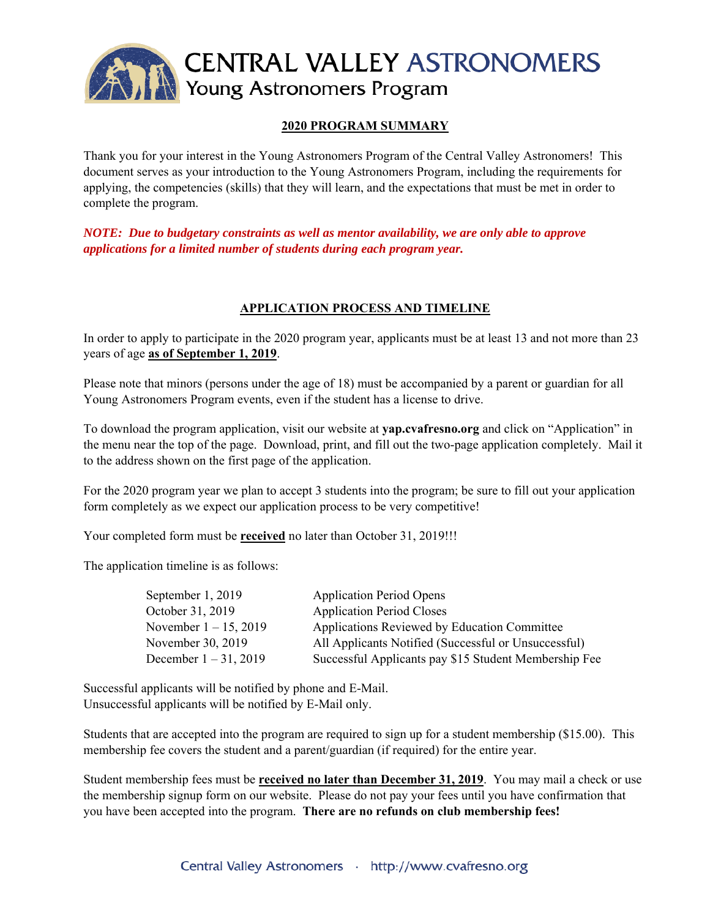# CENTRAL VALLEY ASTRONOMERS

## Young Astronomers Program

### 2020 PROGRAM SUMMARY

Thank you for your interest in the Young Astronomers Program of the Central Valley Astronomers! This document serves as your introduction to the Young Astronomers Program, including the requirements for applying, the competencies (skills) that they will learn, and the expectations that must be met in order to complete the program.

***NOTE: Due to budgetary constraints as well as mentor availability, we are only able to approve applications for a limited number of students during each program year.***

### APPLICATION PROCESS AND TIMELINE

In order to apply to participate in the 2020 program year, applicants must be at least 13 and not more than 23 years of age **as of September 1, 2019**.

Please note that minors (persons under the age of 18) must be accompanied by a parent or guardian for all Young Astronomers Program events, even if the student has a license to drive.

To download the program application, visit our website at **yap.cvafresno.org** and click on "Application" in the menu near the top of the page. Download, print, and fill out the two-page application completely. Mail it to the address shown on the first page of the application.

For the 2020 program year we plan to accept 3 students into the program; be sure to fill out your application form completely as we expect our application process to be very competitive!

Your completed form must be **received** no later than October 31, 2019!!!

The application timeline is as follows:

| | |
|---|---|
| September 1, 2019 | Application Period Opens |
| October 31, 2019 | Application Period Closes |
| November 1 – 15, 2019 | Applications Reviewed by Education Committee |
| November 30, 2019 | All Applicants Notified (Successful or Unsuccessful) |
| December 1 – 31, 2019 | Successful Applicants pay $15 Student Membership Fee |

Successful applicants will be notified by phone and E-Mail.
Unsuccessful applicants will be notified by E-Mail only.

Students that are accepted into the program are required to sign up for a student membership ($15.00). This membership fee covers the student and a parent/guardian (if required) for the entire year.

Student membership fees must be **received no later than December 31, 2019**. You may mail a check or use the membership signup form on our website. Please do not pay your fees until you have confirmation that you have been accepted into the program. **There are no refunds on club membership fees!**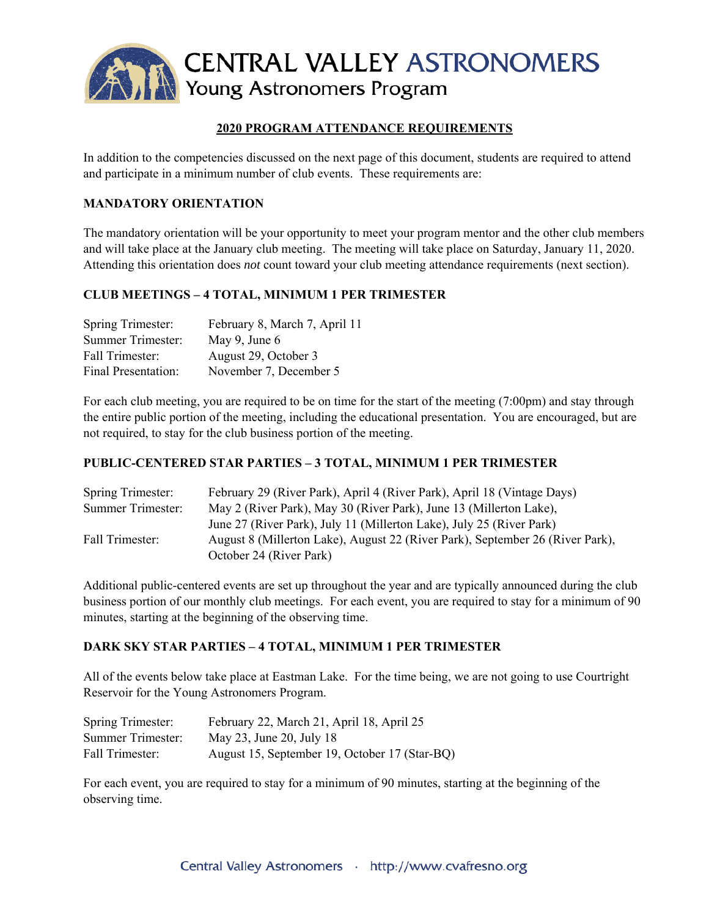# CENTRAL VALLEY ASTRONOMERS
## Young Astronomers Program

### 2020 PROGRAM ATTENDANCE REQUIREMENTS

In addition to the competencies discussed on the next page of this document, students are required to attend and participate in a minimum number of club events. These requirements are:

**MANDATORY ORIENTATION**

The mandatory orientation will be your opportunity to meet your program mentor and the other club members and will take place at the January club meeting. The meeting will take place on Saturday, January 11, 2020. Attending this orientation does *not* count toward your club meeting attendance requirements (next section).

**CLUB MEETINGS – 4 TOTAL, MINIMUM 1 PER TRIMESTER**

| | |
|---|---|
| Spring Trimester: | February 8, March 7, April 11 |
| Summer Trimester: | May 9, June 6 |
| Fall Trimester: | August 29, October 3 |
| Final Presentation: | November 7, December 5 |

For each club meeting, you are required to be on time for the start of the meeting (7:00pm) and stay through the entire public portion of the meeting, including the educational presentation. You are encouraged, but are not required, to stay for the club business portion of the meeting.

**PUBLIC-CENTERED STAR PARTIES – 3 TOTAL, MINIMUM 1 PER TRIMESTER**

| | |
|---|---|
| Spring Trimester: | February 29 (River Park), April 4 (River Park), April 18 (Vintage Days) |
| Summer Trimester: | May 2 (River Park), May 30 (River Park), June 13 (Millerton Lake), June 27 (River Park), July 11 (Millerton Lake), July 25 (River Park) |
| Fall Trimester: | August 8 (Millerton Lake), August 22 (River Park), September 26 (River Park), October 24 (River Park) |

Additional public-centered events are set up throughout the year and are typically announced during the club business portion of our monthly club meetings. For each event, you are required to stay for a minimum of 90 minutes, starting at the beginning of the observing time.

**DARK SKY STAR PARTIES – 4 TOTAL, MINIMUM 1 PER TRIMESTER**

All of the events below take place at Eastman Lake. For the time being, we are not going to use Courtright Reservoir for the Young Astronomers Program.

| | |
|---|---|
| Spring Trimester: | February 22, March 21, April 18, April 25 |
| Summer Trimester: | May 23, June 20, July 18 |
| Fall Trimester: | August 15, September 19, October 17 (Star-BQ) |

For each event, you are required to stay for a minimum of 90 minutes, starting at the beginning of the observing time.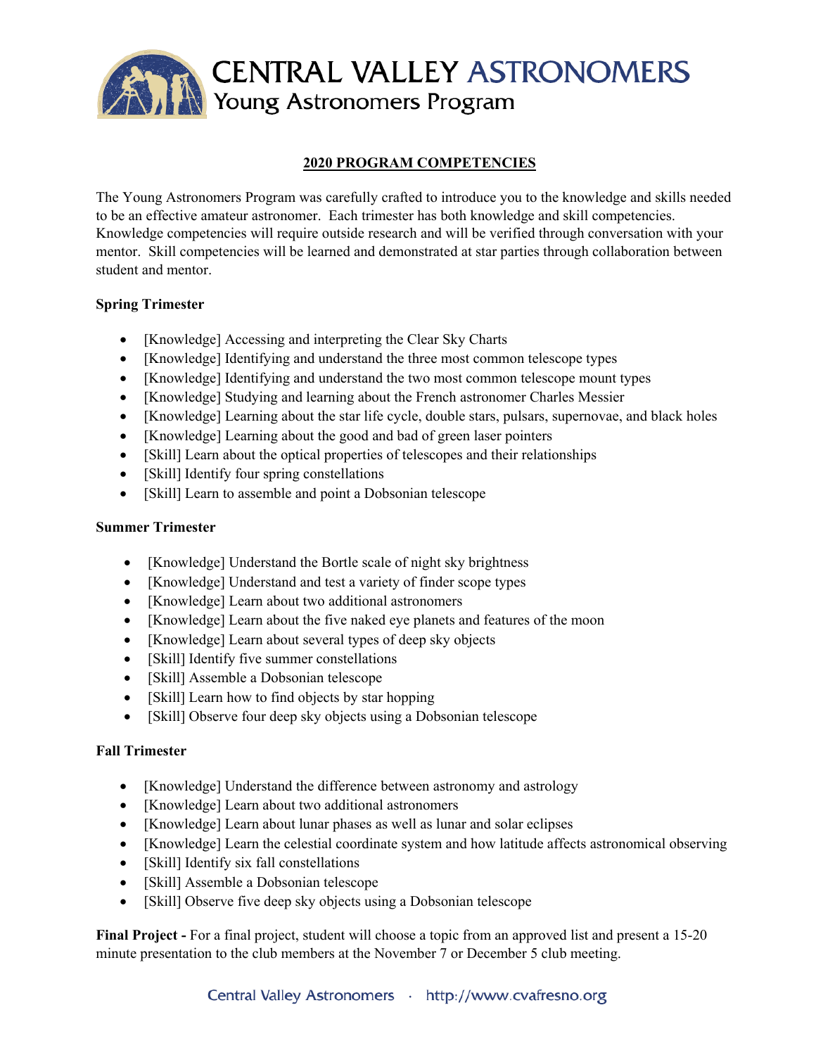# CENTRAL VALLEY ASTRONOMERS

## Young Astronomers Program

**2020 PROGRAM COMPETENCIES**

The Young Astronomers Program was carefully crafted to introduce you to the knowledge and skills needed to be an effective amateur astronomer. Each trimester has both knowledge and skill competencies. Knowledge competencies will require outside research and will be verified through conversation with your mentor. Skill competencies will be learned and demonstrated at star parties through collaboration between student and mentor.

**Spring Trimester**

- [Knowledge] Accessing and interpreting the Clear Sky Charts
- [Knowledge] Identifying and understand the three most common telescope types
- [Knowledge] Identifying and understand the two most common telescope mount types
- [Knowledge] Studying and learning about the French astronomer Charles Messier
- [Knowledge] Learning about the star life cycle, double stars, pulsars, supernovae, and black holes
- [Knowledge] Learning about the good and bad of green laser pointers
- [Skill] Learn about the optical properties of telescopes and their relationships
- [Skill] Identify four spring constellations
- [Skill] Learn to assemble and point a Dobsonian telescope

**Summer Trimester**

- [Knowledge] Understand the Bortle scale of night sky brightness
- [Knowledge] Understand and test a variety of finder scope types
- [Knowledge] Learn about two additional astronomers
- [Knowledge] Learn about the five naked eye planets and features of the moon
- [Knowledge] Learn about several types of deep sky objects
- [Skill] Identify five summer constellations
- [Skill] Assemble a Dobsonian telescope
- [Skill] Learn how to find objects by star hopping
- [Skill] Observe four deep sky objects using a Dobsonian telescope

**Fall Trimester**

- [Knowledge] Understand the difference between astronomy and astrology
- [Knowledge] Learn about two additional astronomers
- [Knowledge] Learn about lunar phases as well as lunar and solar eclipses
- [Knowledge] Learn the celestial coordinate system and how latitude affects astronomical observing
- [Skill] Identify six fall constellations
- [Skill] Assemble a Dobsonian telescope
- [Skill] Observe five deep sky objects using a Dobsonian telescope

**Final Project -** For a final project, student will choose a topic from an approved list and present a 15-20 minute presentation to the club members at the November 7 or December 5 club meeting.

Central Valley Astronomers · http://www.cvafresno.org